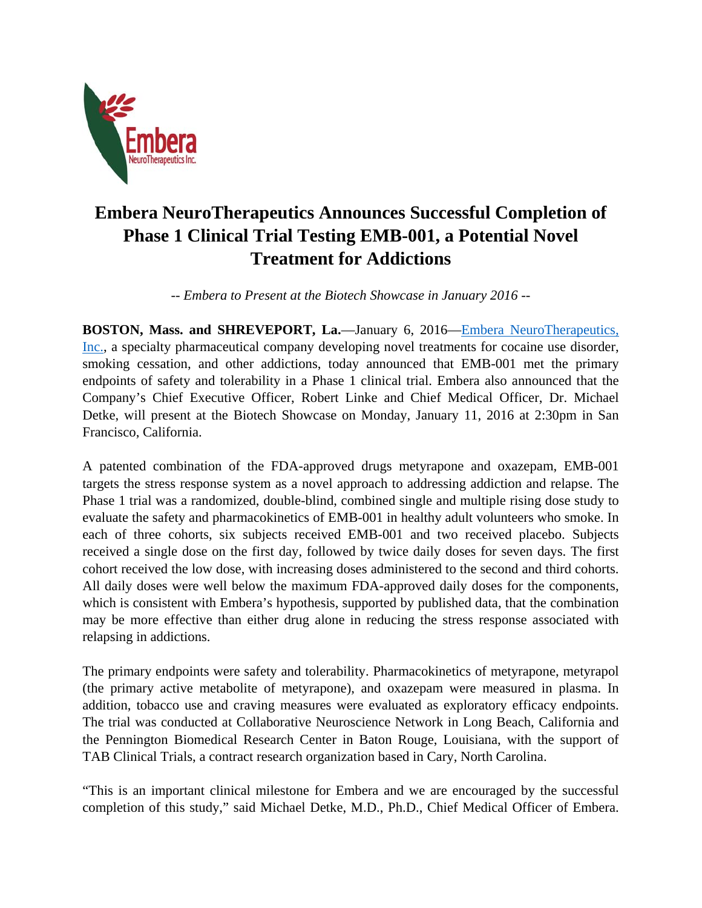# Embera NeuroTherapeutics Announces Successful Completion of Phase 1 Clinical Trial Testing EMB-001, a Potential Novel Treatment for Addictions

*-- Embera to Present at the Biotech Showcase in January 2016 --*

**BOSTON, Mass. and SHREVEPORT, La.**—January 6, 2016—Embera NeuroTherapeutics, Inc., a specialty pharmaceutical company developing novel treatments for cocaine use disorder, smoking cessation, and other addictions, today announced that EMB-001 met the primary endpoints of safety and tolerability in a Phase 1 clinical trial. Embera also announced that the Company's Chief Executive Officer, Robert Linke and Chief Medical Officer, Dr. Michael Detke, will present at the Biotech Showcase on Monday, January 11, 2016 at 2:30pm in San Francisco, California.

A patented combination of the FDA-approved drugs metyrapone and oxazepam, EMB-001 targets the stress response system as a novel approach to addressing addiction and relapse. The Phase 1 trial was a randomized, double-blind, combined single and multiple rising dose study to evaluate the safety and pharmacokinetics of EMB-001 in healthy adult volunteers who smoke. In each of three cohorts, six subjects received EMB-001 and two received placebo. Subjects received a single dose on the first day, followed by twice daily doses for seven days. The first cohort received the low dose, with increasing doses administered to the second and third cohorts. All daily doses were well below the maximum FDA-approved daily doses for the components, which is consistent with Embera's hypothesis, supported by published data, that the combination may be more effective than either drug alone in reducing the stress response associated with relapsing in addictions.

The primary endpoints were safety and tolerability. Pharmacokinetics of metyrapone, metyrapol (the primary active metabolite of metyrapone), and oxazepam were measured in plasma. In addition, tobacco use and craving measures were evaluated as exploratory efficacy endpoints. The trial was conducted at Collaborative Neuroscience Network in Long Beach, California and the Pennington Biomedical Research Center in Baton Rouge, Louisiana, with the support of TAB Clinical Trials, a contract research organization based in Cary, North Carolina.

"This is an important clinical milestone for Embera and we are encouraged by the successful completion of this study," said Michael Detke, M.D., Ph.D., Chief Medical Officer of Embera.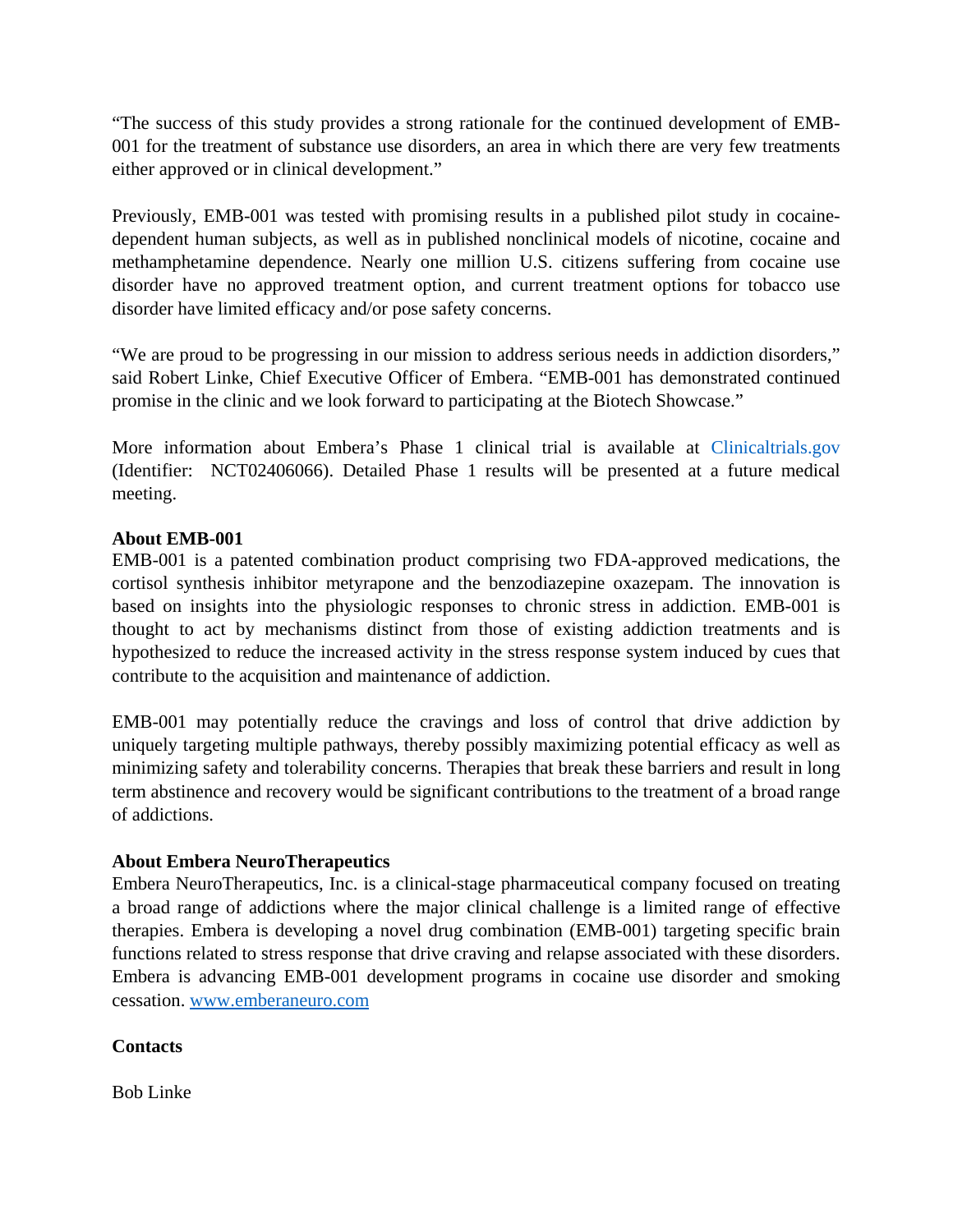"The success of this study provides a strong rationale for the continued development of EMB-001 for the treatment of substance use disorders, an area in which there are very few treatments either approved or in clinical development."

Previously, EMB-001 was tested with promising results in a published pilot study in cocaine-dependent human subjects, as well as in published nonclinical models of nicotine, cocaine and methamphetamine dependence. Nearly one million U.S. citizens suffering from cocaine use disorder have no approved treatment option, and current treatment options for tobacco use disorder have limited efficacy and/or pose safety concerns.

"We are proud to be progressing in our mission to address serious needs in addiction disorders," said Robert Linke, Chief Executive Officer of Embera. "EMB-001 has demonstrated continued promise in the clinic and we look forward to participating at the Biotech Showcase."

More information about Embera's Phase 1 clinical trial is available at Clinicaltrials.gov (Identifier: NCT02406066). Detailed Phase 1 results will be presented at a future medical meeting.

**About EMB-001**

EMB-001 is a patented combination product comprising two FDA-approved medications, the cortisol synthesis inhibitor metyrapone and the benzodiazepine oxazepam. The innovation is based on insights into the physiologic responses to chronic stress in addiction. EMB-001 is thought to act by mechanisms distinct from those of existing addiction treatments and is hypothesized to reduce the increased activity in the stress response system induced by cues that contribute to the acquisition and maintenance of addiction.

EMB-001 may potentially reduce the cravings and loss of control that drive addiction by uniquely targeting multiple pathways, thereby possibly maximizing potential efficacy as well as minimizing safety and tolerability concerns. Therapies that break these barriers and result in long term abstinence and recovery would be significant contributions to the treatment of a broad range of addictions.

**About Embera NeuroTherapeutics**

Embera NeuroTherapeutics, Inc. is a clinical-stage pharmaceutical company focused on treating a broad range of addictions where the major clinical challenge is a limited range of effective therapies. Embera is developing a novel drug combination (EMB-001) targeting specific brain functions related to stress response that drive craving and relapse associated with these disorders. Embera is advancing EMB-001 development programs in cocaine use disorder and smoking cessation. www.emberaneuro.com

**Contacts**

Bob Linke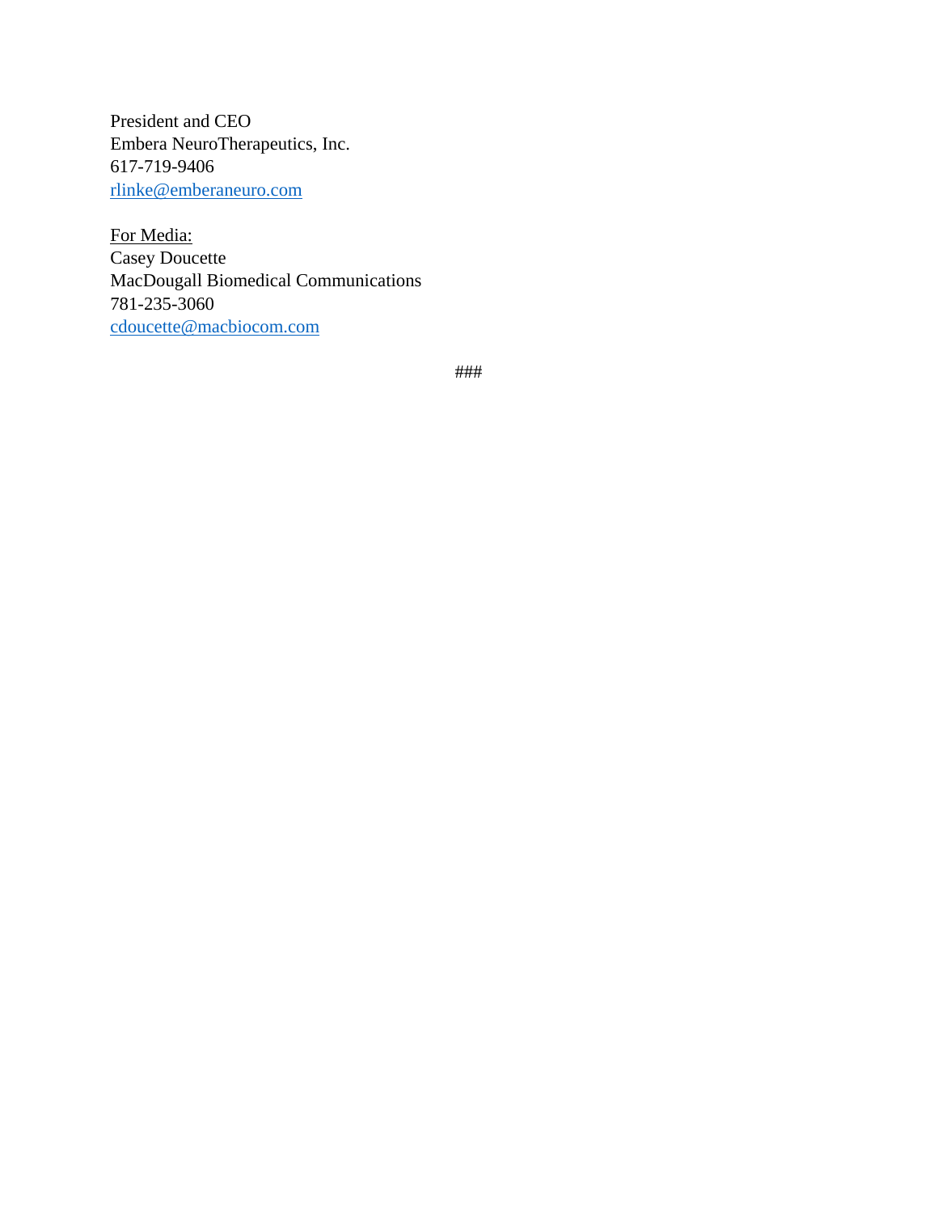President and CEO
Embera NeuroTherapeutics, Inc.
617-719-9406
rlinke@emberaneuro.com

For Media:
Casey Doucette
MacDougall Biomedical Communications
781-235-3060
cdoucette@macbiocom.com

###